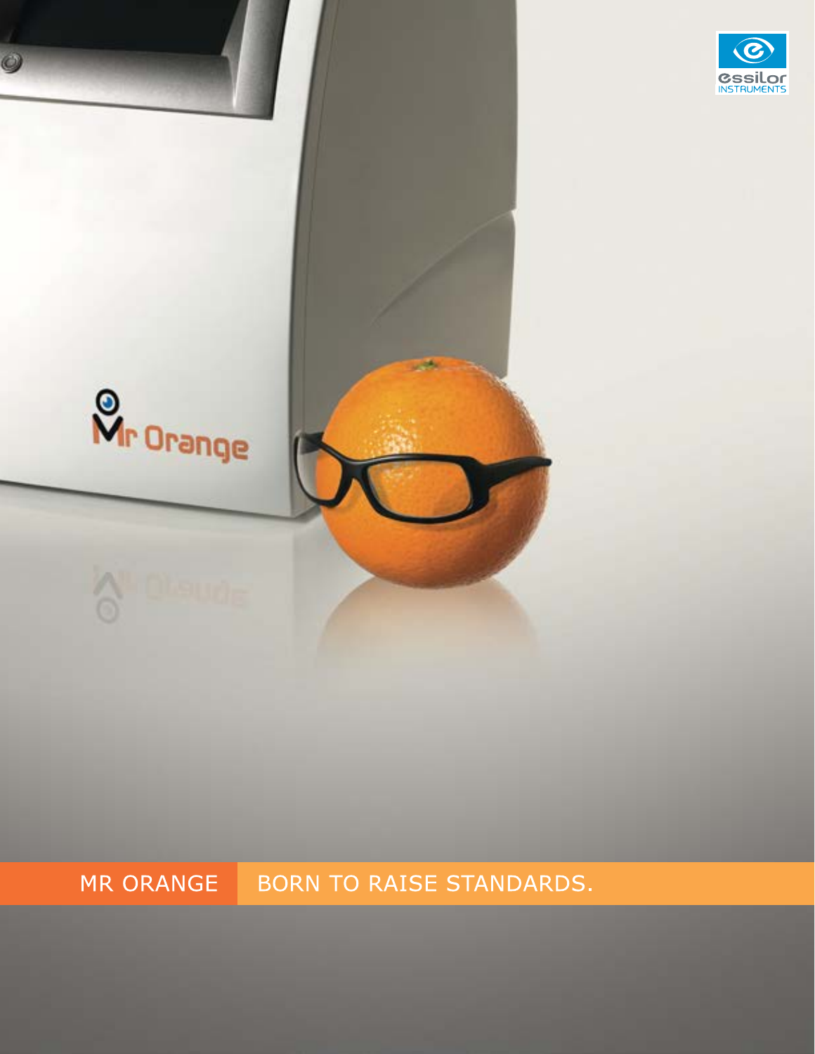# MR ORANGE BORN TO RAISE STANDARDS.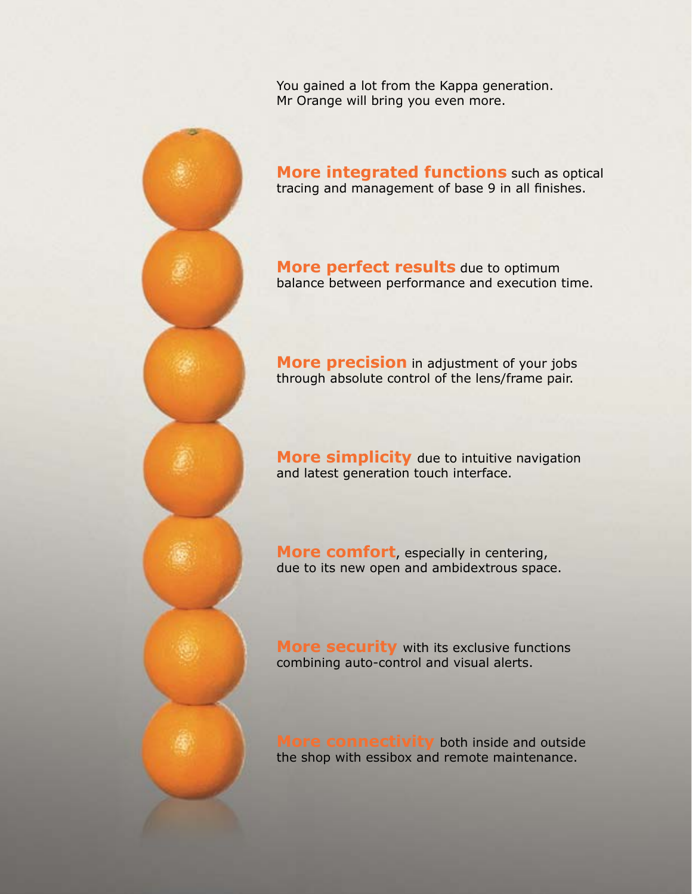You gained a lot from the Kappa generation.
Mr Orange will bring you even more.

**More integrated functions** such as optical tracing and management of base 9 in all finishes.

**More perfect results** due to optimum balance between performance and execution time.

**More precision** in adjustment of your jobs through absolute control of the lens/frame pair.

**More simplicity** due to intuitive navigation and latest generation touch interface.

**More comfort**, especially in centering, due to its new open and ambidextrous space.

**More security** with its exclusive functions combining auto-control and visual alerts.

**More connectivity** both inside and outside the shop with essibox and remote maintenance.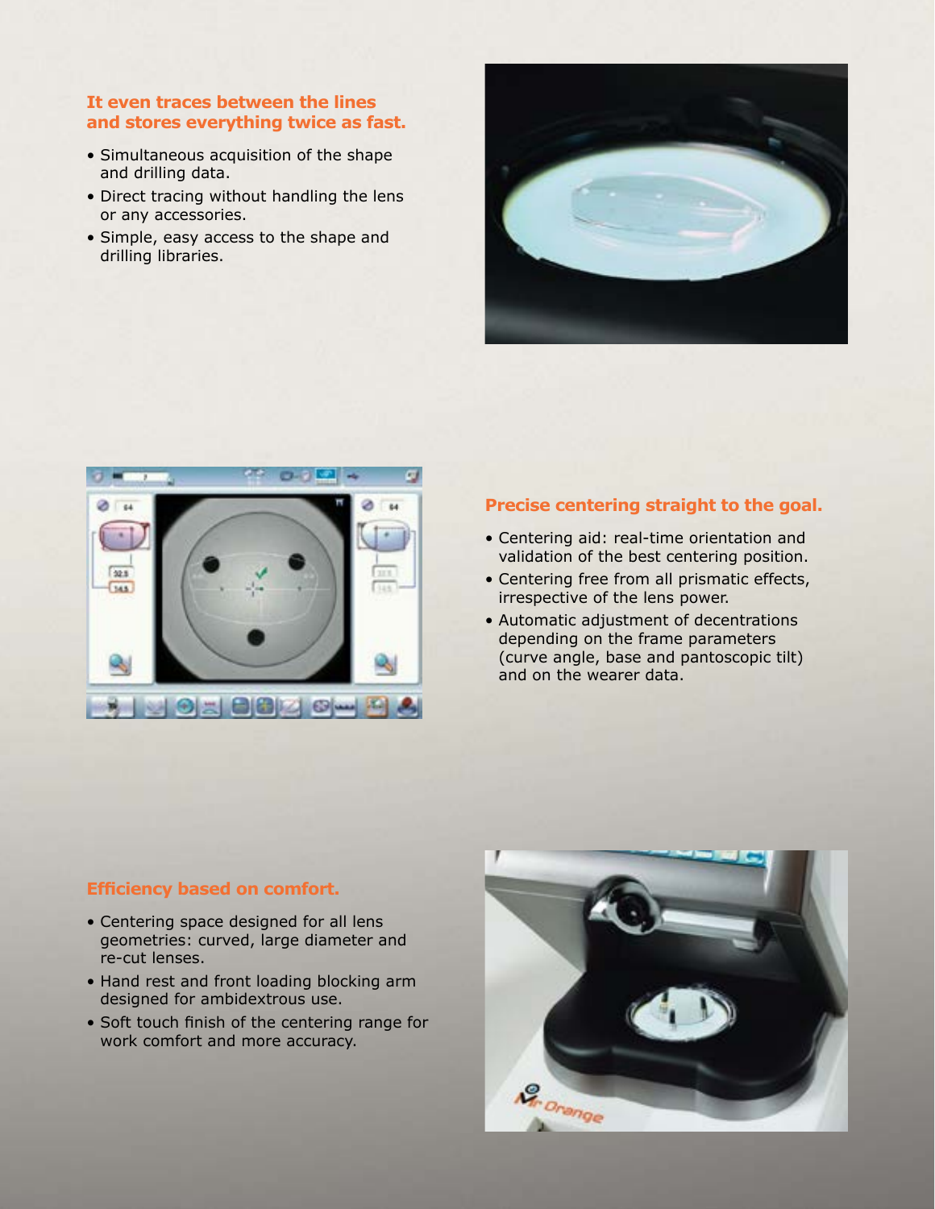## It even traces between the lines and stores everything twice as fast.

- Simultaneous acquisition of the shape and drilling data.
- Direct tracing without handling the lens or any accessories.
- Simple, easy access to the shape and drilling libraries.

## Precise centering straight to the goal.

- Centering aid: real-time orientation and validation of the best centering position.
- Centering free from all prismatic effects, irrespective of the lens power.
- Automatic adjustment of decentrations depending on the frame parameters (curve angle, base and pantoscopic tilt) and on the wearer data.

## Efficiency based on comfort.

- Centering space designed for all lens geometries: curved, large diameter and re-cut lenses.
- Hand rest and front loading blocking arm designed for ambidextrous use.
- Soft touch finish of the centering range for work comfort and more accuracy.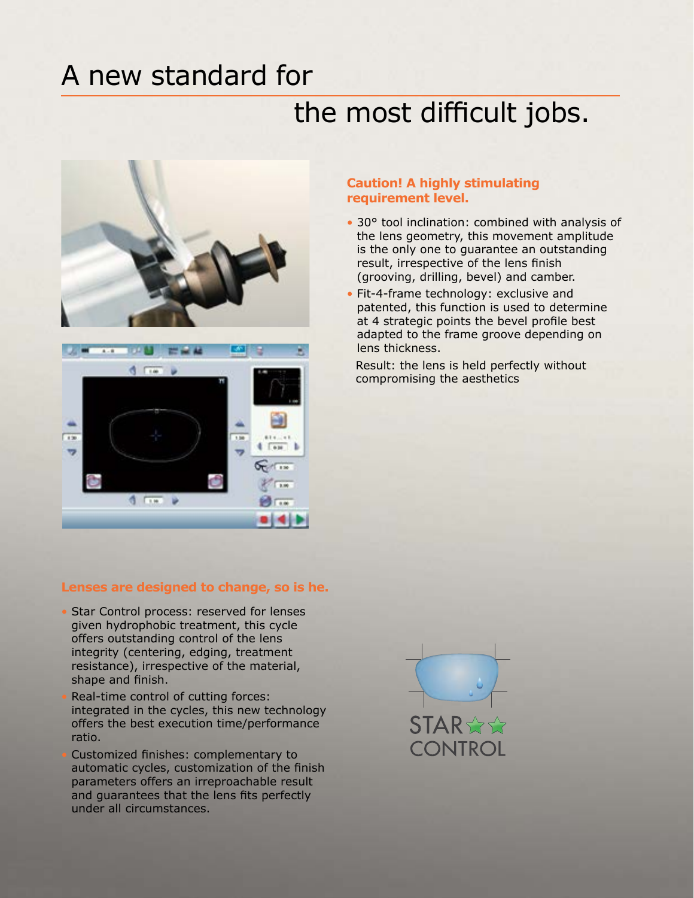# A new standard for the most difficult jobs.

### Caution! A highly stimulating requirement level.

- 30° tool inclination: combined with analysis of the lens geometry, this movement amplitude is the only one to guarantee an outstanding result, irrespective of the lens finish (grooving, drilling, bevel) and camber.
- Fit-4-frame technology: exclusive and patented, this function is used to determine at 4 strategic points the bevel profile best adapted to the frame groove depending on lens thickness.

  Result: the lens is held perfectly without compromising the aesthetics

### Lenses are designed to change, so is he.

- Star Control process: reserved for lenses given hydrophobic treatment, this cycle offers outstanding control of the lens integrity (centering, edging, treatment resistance), irrespective of the material, shape and finish.
- Real-time control of cutting forces: integrated in the cycles, this new technology offers the best execution time/performance ratio.
- Customized finishes: complementary to automatic cycles, customization of the finish parameters offers an irreproachable result and guarantees that the lens fits perfectly under all circumstances.

STAR CONTROL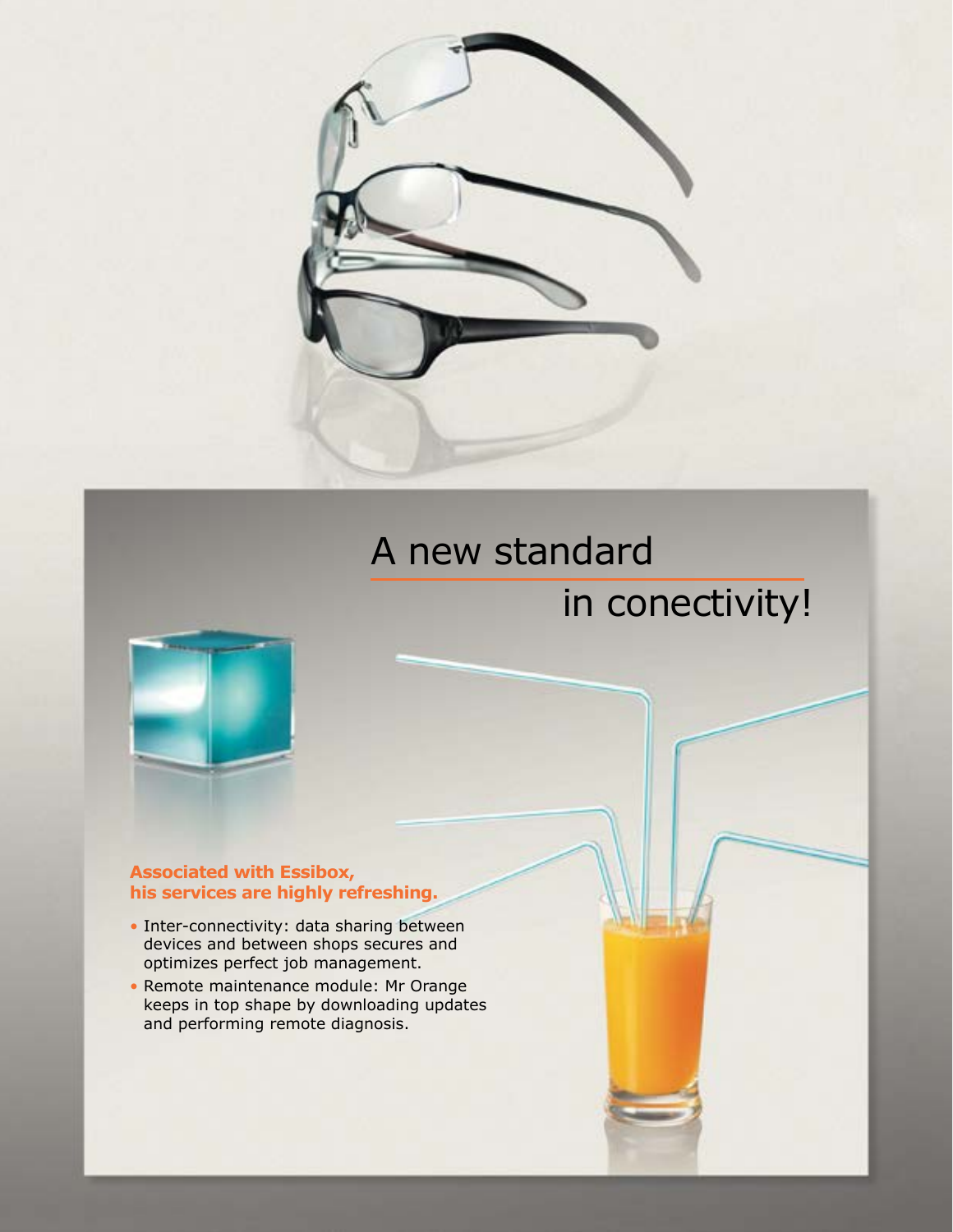# A new standard in conectivity!

**Associated with Essibox, his services are highly refreshing.**

- Inter-connectivity: data sharing between devices and between shops secures and optimizes perfect job management.
- Remote maintenance module: Mr Orange keeps in top shape by downloading updates and performing remote diagnosis.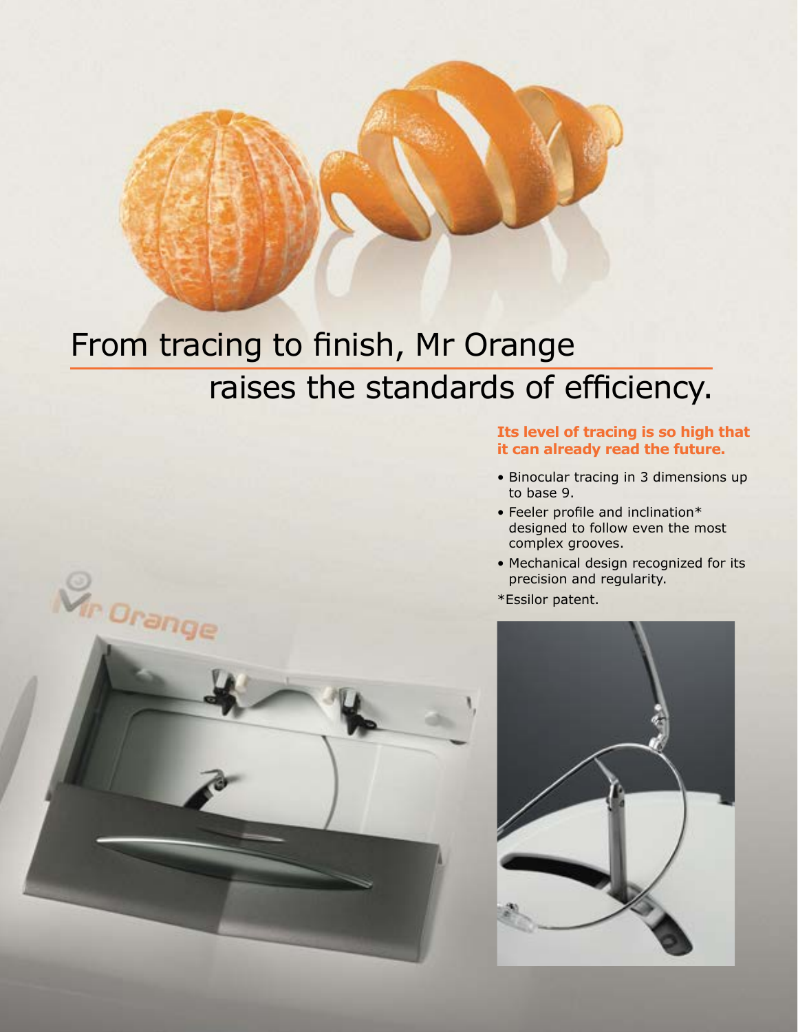# From tracing to finish, Mr Orange raises the standards of efficiency.

**Its level of tracing is so high that it can already read the future.**

- Binocular tracing in 3 dimensions up to base 9.
- Feeler profile and inclination* designed to follow even the most complex grooves.
- Mechanical design recognized for its precision and regularity.

*Essilor patent.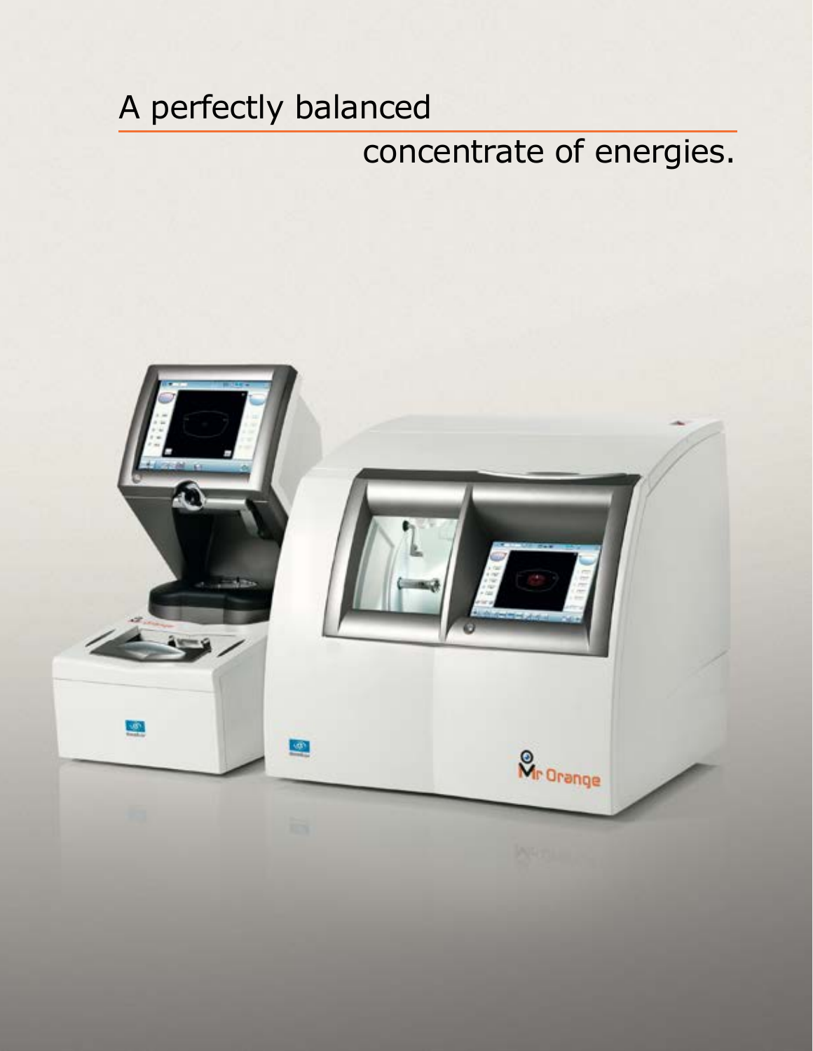A perfectly balanced concentrate of energies.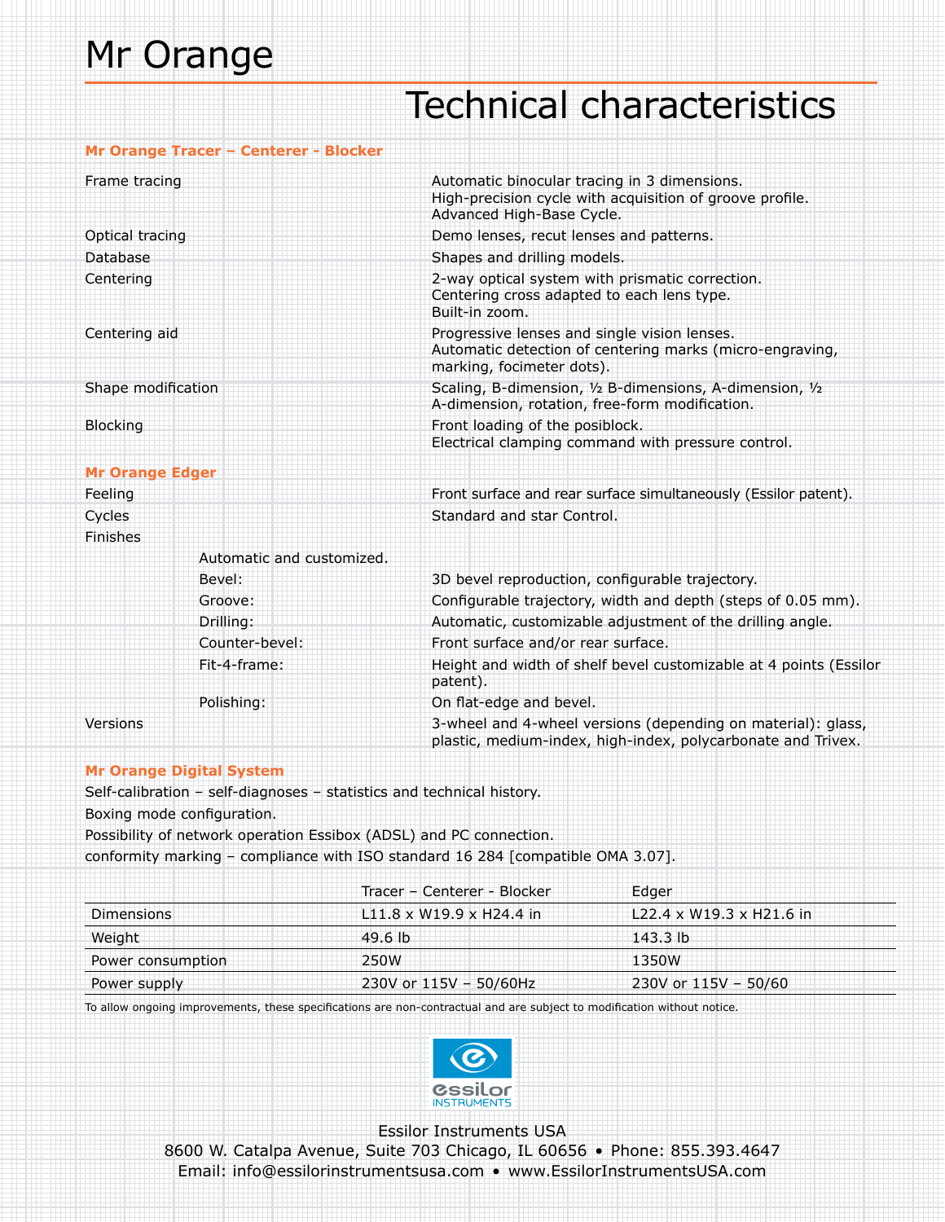# Mr Orange

## Technical characteristics

### Mr Orange Tracer – Centerer - Blocker

| | |
|---|---|
| Frame tracing | Automatic binocular tracing in 3 dimensions.<br>High-precision cycle with acquisition of groove profile.<br>Advanced High-Base Cycle. |
| Optical tracing | Demo lenses, recut lenses and patterns. |
| Database | Shapes and drilling models. |
| Centering | 2-way optical system with prismatic correction.<br>Centering cross adapted to each lens type.<br>Built-in zoom. |
| Centering aid | Progressive lenses and single vision lenses.<br>Automatic detection of centering marks (micro-engraving, marking, focimeter dots). |
| Shape modification | Scaling, B-dimension, ½ B-dimensions, A-dimension, ½ A-dimension, rotation, free-form modification. |
| Blocking | Front loading of the posiblock.<br>Electrical clamping command with pressure control. |

### Mr Orange Edger

| | |
|---|---|
| Feeling | Front surface and rear surface simultaneously (Essilor patent). |
| Cycles | Standard and star Control. |
| Finishes | |
| Automatic and customized. | |
| Bevel: | 3D bevel reproduction, configurable trajectory. |
| Groove: | Configurable trajectory, width and depth (steps of 0.05 mm). |
| Drilling: | Automatic, customizable adjustment of the drilling angle. |
| Counter-bevel: | Front surface and/or rear surface. |
| Fit-4-frame: | Height and width of shelf bevel customizable at 4 points (Essilor patent). |
| Polishing: | On flat-edge and bevel. |
| Versions | 3-wheel and 4-wheel versions (depending on material): glass, plastic, medium-index, high-index, polycarbonate and Trivex. |

### Mr Orange Digital System

Self-calibration – self-diagnoses – statistics and technical history.

Boxing mode configuration.

Possibility of network operation Essibox (ADSL) and PC connection.

conformity marking – compliance with ISO standard 16 284 [compatible OMA 3.07].

| | Tracer – Centerer - Blocker | Edger |
|---|---|---|
| Dimensions | L11.8 x W19.9 x H24.4 in | L22.4 x W19.3 x H21.6 in |
| Weight | 49.6 lb | 143.3 lb |
| Power consumption | 250W | 1350W |
| Power supply | 230V or 115V – 50/60Hz | 230V or 115V – 50/60 |

To allow ongoing improvements, these specifications are non-contractual and are subject to modification without notice.

essilor INSTRUMENTS

Essilor Instruments USA
8600 W. Catalpa Avenue, Suite 703 Chicago, IL 60656 • Phone: 855.393.4647
Email: info@essilorinstrumentsusa.com • www.EssilorInstrumentsUSA.com